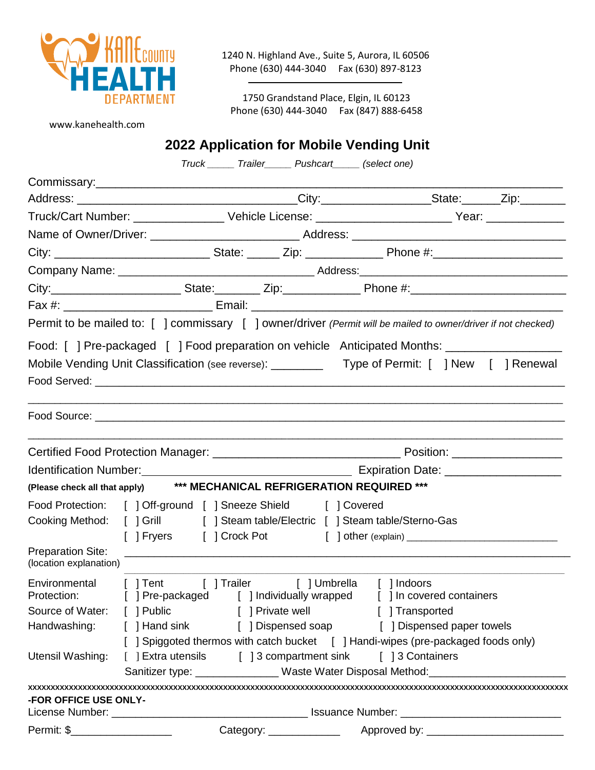KANE COUNTY HEALTH DEPARTMENT

1240 N. Highland Ave., Suite 5, Aurora, IL 60506
Phone (630) 444-3040  Fax (630) 897-8123

1750 Grandstand Place, Elgin, IL 60123
Phone (630) 444-3040  Fax (847) 888-6458

www.kanehealth.com

# 2022 Application for Mobile Vending Unit

*Truck _____ Trailer_____ Pushcart_____ (select one)*

Commissary:_______________________________________________________________________

Address: _________________________________City:________________State:______Zip:_______

Truck/Cart Number: ______________ Vehicle License: _____________________ Year: ____________

Name of Owner/Driver: ______________________ Address: _________________________________

City: _______________________ State: _____ Zip: ____________ Phone #:____________________

Company Name: _____________________________ Address:__________________________________

City:___________________ State:_______ Zip:____________ Phone #:_______________________

Fax #: ______________________ Email: ______________________________________________

Permit to be mailed to: [ ] commissary [ ] owner/driver *(Permit will be mailed to owner/driver if not checked)*

Food: [ ] Pre-packaged [ ] Food preparation on vehicle Anticipated Months: _________________

Mobile Vending Unit Classification (see reverse): ________ Type of Permit: [ ] New [ ] Renewal

Food Served: _______________________________________________________________________

____________________________________________________________________________________

Food Source: _______________________________________________________________________

____________________________________________________________________________________

Certified Food Protection Manager: ____________________________ Position: ________________

Identification Number:________________________________ Expiration Date: _________________

**(Please check all that apply)** **\*\*\* MECHANICAL REFRIGERATION REQUIRED \*\*\***

Food Protection: [ ] Off-ground [ ] Sneeze Shield [ ] Covered

Cooking Method: [ ] Grill [ ] Steam table/Electric [ ] Steam table/Sterno-Gas
[ ] Fryers [ ] Crock Pot [ ] other (explain) __________________________

Preparation Site: (location explanation) ______________________________________________________________

Environmental Protection: [ ] Tent [ ] Trailer [ ] Umbrella [ ] Indoors
[ ] Pre-packaged [ ] Individually wrapped [ ] In covered containers

Source of Water: [ ] Public [ ] Private well [ ] Transported

Handwashing: [ ] Hand sink [ ] Dispensed soap [ ] Dispensed paper towels
[ ] Spiggoted thermos with catch bucket [ ] Handi-wipes (pre-packaged foods only)

Utensil Washing: [ ] Extra utensils [ ] 3 compartment sink [ ] 3 Containers
Sanitizer type: ______________ Waste Water Disposal Method:______________________

xxxxxxxxxxxxxxxxxxxxxxxxxxxxxxxxxxxxxxxxxxxxxxxxxxxxxxxxxxxxxxxxxxxxxxxxxxxxxxxxxxxxxxxxxxxxxxxxxxxxxxxxxxxxxx

**-FOR OFFICE USE ONLY-**

License Number: _________________________________ Issuance Number: _________________________

Permit: $_________________ Category: ____________ Approved by: _______________________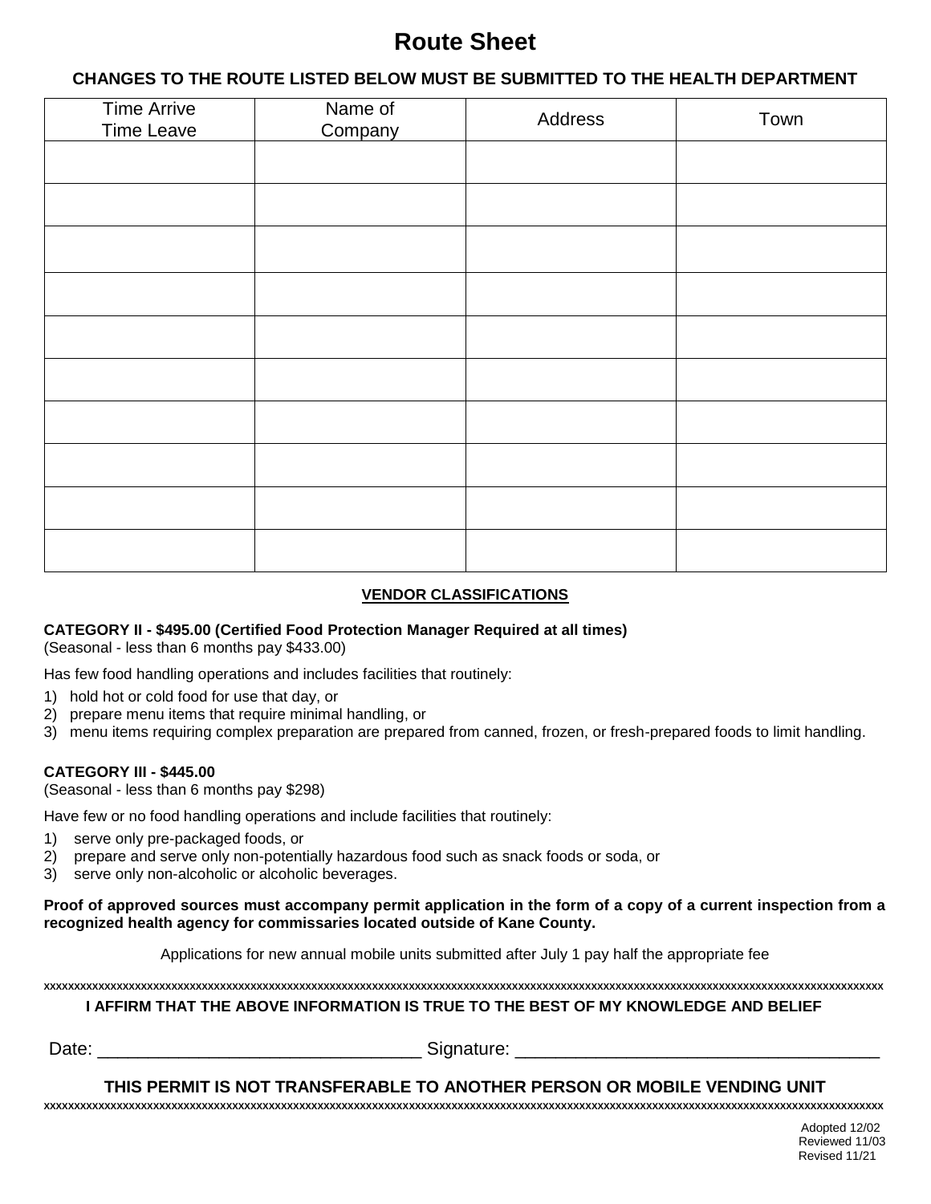# Route Sheet

**CHANGES TO THE ROUTE LISTED BELOW MUST BE SUBMITTED TO THE HEALTH DEPARTMENT**

| Time Arrive Time Leave | Name of Company | Address | Town |
|---|---|---|---|
| | | | |
| | | | |
| | | | |
| | | | |
| | | | |
| | | | |
| | | | |
| | | | |
| | | | |
| | | | |

**VENDOR CLASSIFICATIONS**

**CATEGORY II - $495.00 (Certified Food Protection Manager Required at all times)**
(Seasonal - less than 6 months pay $433.00)

Has few food handling operations and includes facilities that routinely:

1) hold hot or cold food for use that day, or
2) prepare menu items that require minimal handling, or
3) menu items requiring complex preparation are prepared from canned, frozen, or fresh-prepared foods to limit handling.

**CATEGORY III - $445.00**
(Seasonal - less than 6 months pay $298)

Have few or no food handling operations and include facilities that routinely:

1) serve only pre-packaged foods, or
2) prepare and serve only non-potentially hazardous food such as snack foods or soda, or
3) serve only non-alcoholic or alcoholic beverages.

**Proof of approved sources must accompany permit application in the form of a copy of a current inspection from a recognized health agency for commissaries located outside of Kane County.**

Applications for new annual mobile units submitted after July 1 pay half the appropriate fee

xxxxxxxxxxxxxxxxxxxxxxxxxxxxxxxxxxxxxxxxxxxxxxxxxxxxxxxxxxxxxxxxxxxxxxxxxxxxxxxxxxxxxxxxxxxxxxxxxxxxxxxxxxxxxxxxxxxxxxxxxxxxxxxxxxxxxx

**I AFFIRM THAT THE ABOVE INFORMATION IS TRUE TO THE BEST OF MY KNOWLEDGE AND BELIEF**

Date: ________________________________ Signature: ____________________________________

**THIS PERMIT IS NOT TRANSFERABLE TO ANOTHER PERSON OR MOBILE VENDING UNIT**

xxxxxxxxxxxxxxxxxxxxxxxxxxxxxxxxxxxxxxxxxxxxxxxxxxxxxxxxxxxxxxxxxxxxxxxxxxxxxxxxxxxxxxxxxxxxxxxxxxxxxxxxxxxxxxxxxxxxxxxxxxxxxxxxxxxxxxxx

Adopted 12/02
Reviewed 11/03
Revised 11/21